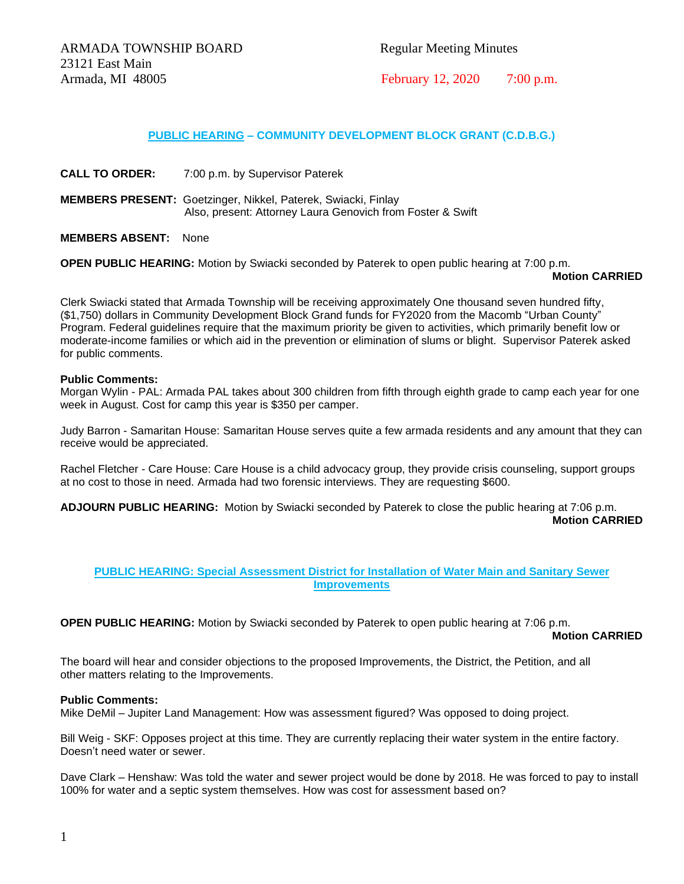ARMADA TOWNSHIP BOARD
23121 East Main
Armada, MI 48005

Regular Meeting Minutes

February 12, 2020 7:00 p.m.

## PUBLIC HEARING – COMMUNITY DEVELOPMENT BLOCK GRANT (C.D.B.G.)

**CALL TO ORDER:** 7:00 p.m. by Supervisor Paterek

**MEMBERS PRESENT:** Goetzinger, Nikkel, Paterek, Swiacki, Finlay
Also, present: Attorney Laura Genovich from Foster & Swift

**MEMBERS ABSENT:** None

**OPEN PUBLIC HEARING:** Motion by Swiacki seconded by Paterek to open public hearing at 7:00 p.m.
**Motion CARRIED**

Clerk Swiacki stated that Armada Township will be receiving approximately One thousand seven hundred fifty, ($1,750) dollars in Community Development Block Grand funds for FY2020 from the Macomb "Urban County" Program. Federal guidelines require that the maximum priority be given to activities, which primarily benefit low or moderate-income families or which aid in the prevention or elimination of slums or blight. Supervisor Paterek asked for public comments.

**Public Comments:**
Morgan Wylin - PAL: Armada PAL takes about 300 children from fifth through eighth grade to camp each year for one week in August. Cost for camp this year is $350 per camper.

Judy Barron - Samaritan House: Samaritan House serves quite a few armada residents and any amount that they can receive would be appreciated.

Rachel Fletcher - Care House: Care House is a child advocacy group, they provide crisis counseling, support groups at no cost to those in need. Armada had two forensic interviews. They are requesting $600.

**ADJOURN PUBLIC HEARING:** Motion by Swiacki seconded by Paterek to close the public hearing at 7:06 p.m.
**Motion CARRIED**

## PUBLIC HEARING: Special Assessment District for Installation of Water Main and Sanitary Sewer Improvements

**OPEN PUBLIC HEARING:** Motion by Swiacki seconded by Paterek to open public hearing at 7:06 p.m.
**Motion CARRIED**

The board will hear and consider objections to the proposed Improvements, the District, the Petition, and all other matters relating to the Improvements.

**Public Comments:**
Mike DeMil – Jupiter Land Management: How was assessment figured? Was opposed to doing project.

Bill Weig - SKF: Opposes project at this time. They are currently replacing their water system in the entire factory. Doesn't need water or sewer.

Dave Clark – Henshaw: Was told the water and sewer project would be done by 2018. He was forced to pay to install 100% for water and a septic system themselves. How was cost for assessment based on?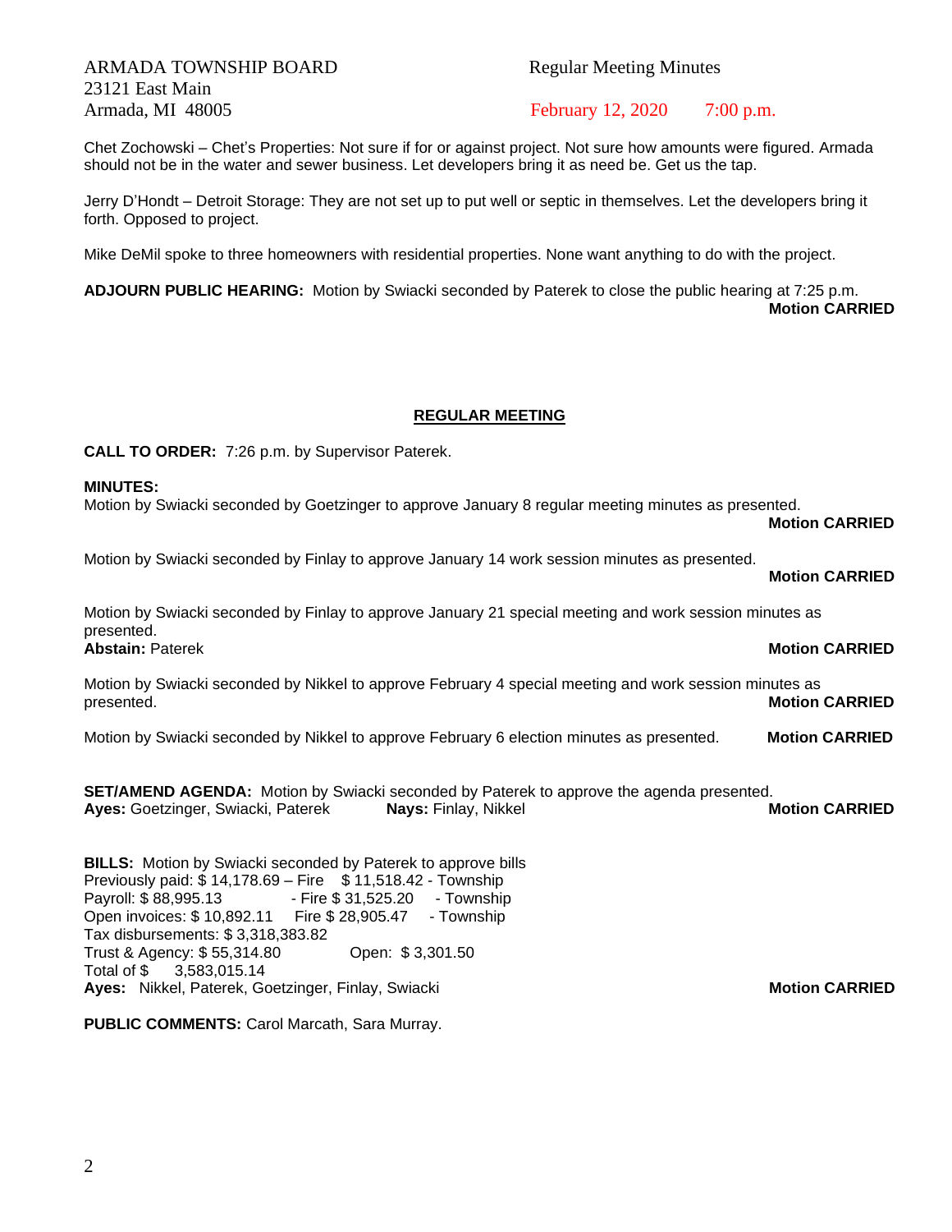ARMADA TOWNSHIP BOARD
23121 East Main
Armada, MI 48005

Regular Meeting Minutes

February 12, 2020 7:00 p.m.

Chet Zochowski – Chet's Properties: Not sure if for or against project. Not sure how amounts were figured. Armada should not be in the water and sewer business. Let developers bring it as need be. Get us the tap.

Jerry D'Hondt – Detroit Storage: They are not set up to put well or septic in themselves. Let the developers bring it forth. Opposed to project.

Mike DeMil spoke to three homeowners with residential properties. None want anything to do with the project.

**ADJOURN PUBLIC HEARING:** Motion by Swiacki seconded by Paterek to close the public hearing at 7:25 p.m.
**Motion CARRIED**

## REGULAR MEETING

**CALL TO ORDER:** 7:26 p.m. by Supervisor Paterek.

**MINUTES:**
Motion by Swiacki seconded by Goetzinger to approve January 8 regular meeting minutes as presented.
**Motion CARRIED**

Motion by Swiacki seconded by Finlay to approve January 14 work session minutes as presented.
**Motion CARRIED**

Motion by Swiacki seconded by Finlay to approve January 21 special meeting and work session minutes as presented.
**Abstain:** Paterek **Motion CARRIED**

Motion by Swiacki seconded by Nikkel to approve February 4 special meeting and work session minutes as presented. **Motion CARRIED**

Motion by Swiacki seconded by Nikkel to approve February 6 election minutes as presented. **Motion CARRIED**

**SET/AMEND AGENDA:** Motion by Swiacki seconded by Paterek to approve the agenda presented.
**Ayes:** Goetzinger, Swiacki, Paterek **Nays:** Finlay, Nikkel **Motion CARRIED**

**BILLS:** Motion by Swiacki seconded by Paterek to approve bills
Previously paid: $ 14,178.69 – Fire $ 11,518.42 - Township
Payroll: $ 88,995.13 - Fire $ 31,525.20 - Township
Open invoices: $ 10,892.11 Fire $ 28,905.47 - Township
Tax disbursements: $ 3,318,383.82
Trust & Agency: $ 55,314.80 Open: $ 3,301.50
Total of $ 3,583,015.14
**Ayes:** Nikkel, Paterek, Goetzinger, Finlay, Swiacki **Motion CARRIED**

**PUBLIC COMMENTS:** Carol Marcath, Sara Murray.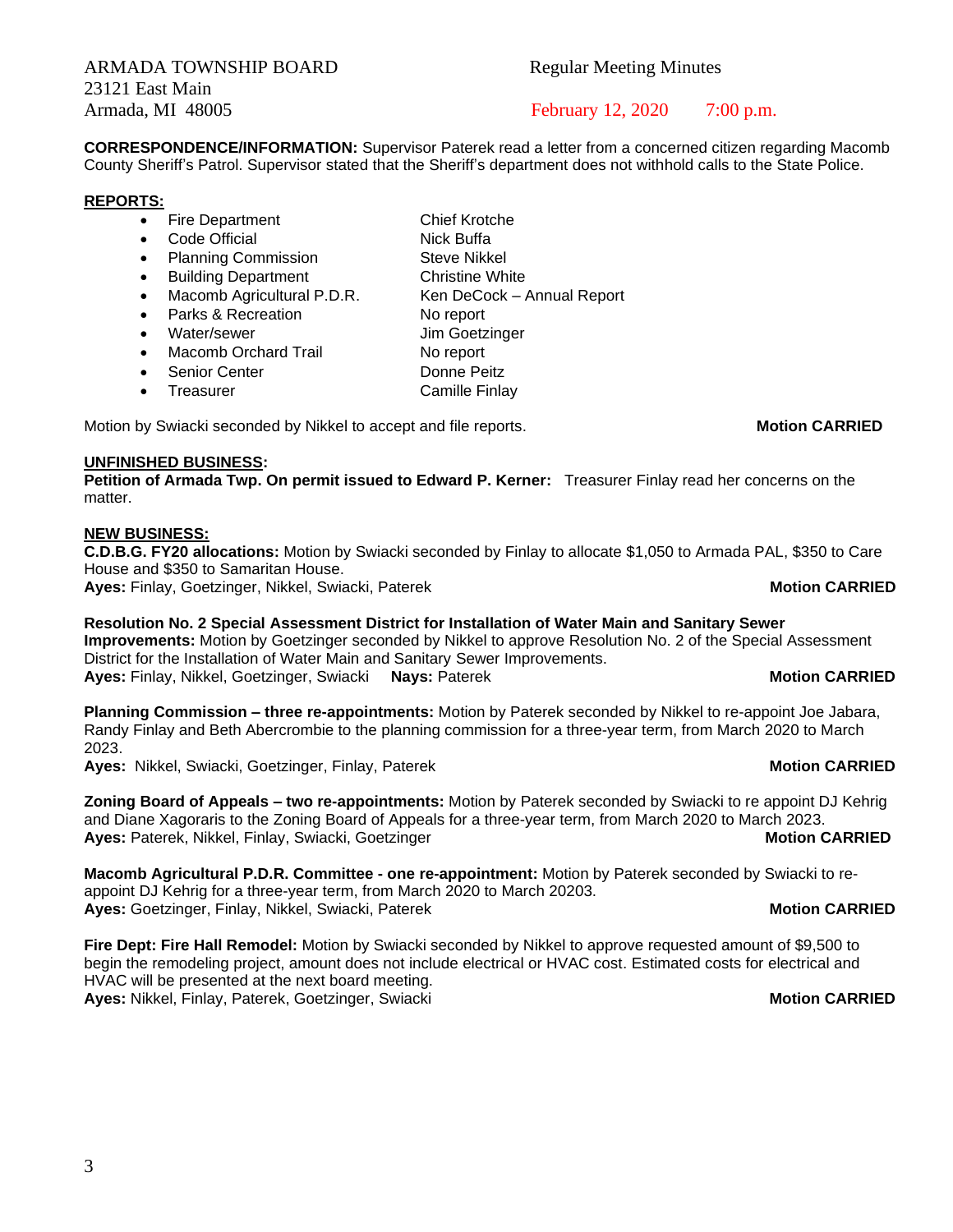ARMADA TOWNSHIP BOARD
23121 East Main
Armada, MI 48005

Regular Meeting Minutes

February 12, 2020 7:00 p.m.

**CORRESPONDENCE/INFORMATION:** Supervisor Paterek read a letter from a concerned citizen regarding Macomb County Sheriff's Patrol. Supervisor stated that the Sheriff's department does not withhold calls to the State Police.

**REPORTS:**

- Fire Department — Chief Krotche
- Code Official — Nick Buffa
- Planning Commission — Steve Nikkel
- Building Department — Christine White
- Macomb Agricultural P.D.R. — Ken DeCock – Annual Report
- Parks & Recreation — No report
- Water/sewer — Jim Goetzinger
- Macomb Orchard Trail — No report
- Senior Center — Donne Peitz
- Treasurer — Camille Finlay

Motion by Swiacki seconded by Nikkel to accept and file reports. **Motion CARRIED**

**UNFINISHED BUSINESS:**

**Petition of Armada Twp. On permit issued to Edward P. Kerner:** Treasurer Finlay read her concerns on the matter.

**NEW BUSINESS:**

**C.D.B.G. FY20 allocations:** Motion by Swiacki seconded by Finlay to allocate $1,050 to Armada PAL, $350 to Care House and $350 to Samaritan House.
**Ayes:** Finlay, Goetzinger, Nikkel, Swiacki, Paterek **Motion CARRIED**

**Resolution No. 2 Special Assessment District for Installation of Water Main and Sanitary Sewer Improvements:** Motion by Goetzinger seconded by Nikkel to approve Resolution No. 2 of the Special Assessment District for the Installation of Water Main and Sanitary Sewer Improvements.
**Ayes:** Finlay, Nikkel, Goetzinger, Swiacki **Nays:** Paterek **Motion CARRIED**

**Planning Commission – three re-appointments:** Motion by Paterek seconded by Nikkel to re-appoint Joe Jabara, Randy Finlay and Beth Abercrombie to the planning commission for a three-year term, from March 2020 to March 2023.
**Ayes:** Nikkel, Swiacki, Goetzinger, Finlay, Paterek **Motion CARRIED**

**Zoning Board of Appeals – two re-appointments:** Motion by Paterek seconded by Swiacki to re appoint DJ Kehrig and Diane Xagoraris to the Zoning Board of Appeals for a three-year term, from March 2020 to March 2023.
**Ayes:** Paterek, Nikkel, Finlay, Swiacki, Goetzinger **Motion CARRIED**

**Macomb Agricultural P.D.R. Committee - one re-appointment:** Motion by Paterek seconded by Swiacki to re-appoint DJ Kehrig for a three-year term, from March 2020 to March 20203.
**Ayes:** Goetzinger, Finlay, Nikkel, Swiacki, Paterek **Motion CARRIED**

**Fire Dept: Fire Hall Remodel:** Motion by Swiacki seconded by Nikkel to approve requested amount of $9,500 to begin the remodeling project, amount does not include electrical or HVAC cost. Estimated costs for electrical and HVAC will be presented at the next board meeting.
**Ayes:** Nikkel, Finlay, Paterek, Goetzinger, Swiacki **Motion CARRIED**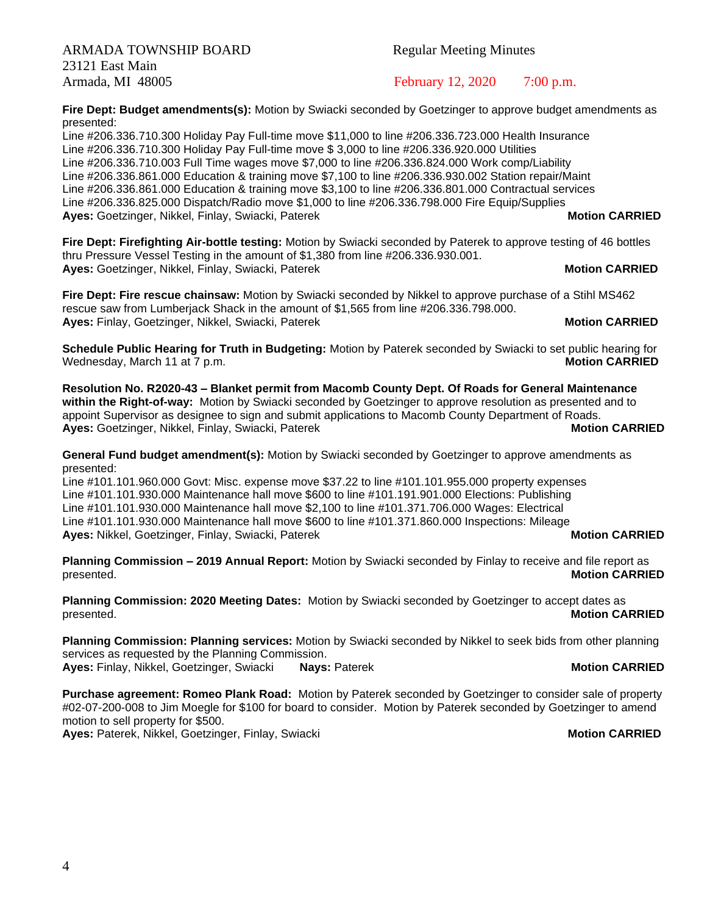ARMADA TOWNSHIP BOARD
23121 East Main
Armada, MI 48005

Regular Meeting Minutes

February 12, 2020 7:00 p.m.

**Fire Dept: Budget amendments(s):** Motion by Swiacki seconded by Goetzinger to approve budget amendments as presented:
Line #206.336.710.300 Holiday Pay Full-time move $11,000 to line #206.336.723.000 Health Insurance
Line #206.336.710.300 Holiday Pay Full-time move $ 3,000 to line #206.336.920.000 Utilities
Line #206.336.710.003 Full Time wages move $7,000 to line #206.336.824.000 Work comp/Liability
Line #206.336.861.000 Education & training move $7,100 to line #206.336.930.002 Station repair/Maint
Line #206.336.861.000 Education & training move $3,100 to line #206.336.801.000 Contractual services
Line #206.336.825.000 Dispatch/Radio move $1,000 to line #206.336.798.000 Fire Equip/Supplies
**Ayes:** Goetzinger, Nikkel, Finlay, Swiacki, Paterek **Motion CARRIED**

**Fire Dept: Firefighting Air-bottle testing:** Motion by Swiacki seconded by Paterek to approve testing of 46 bottles thru Pressure Vessel Testing in the amount of $1,380 from line #206.336.930.001.
**Ayes:** Goetzinger, Nikkel, Finlay, Swiacki, Paterek **Motion CARRIED**

**Fire Dept: Fire rescue chainsaw:** Motion by Swiacki seconded by Nikkel to approve purchase of a Stihl MS462 rescue saw from Lumberjack Shack in the amount of $1,565 from line #206.336.798.000.
**Ayes:** Finlay, Goetzinger, Nikkel, Swiacki, Paterek **Motion CARRIED**

**Schedule Public Hearing for Truth in Budgeting:** Motion by Paterek seconded by Swiacki to set public hearing for Wednesday, March 11 at 7 p.m. **Motion CARRIED**

**Resolution No. R2020-43 – Blanket permit from Macomb County Dept. Of Roads for General Maintenance within the Right-of-way:** Motion by Swiacki seconded by Goetzinger to approve resolution as presented and to appoint Supervisor as designee to sign and submit applications to Macomb County Department of Roads.
**Ayes:** Goetzinger, Nikkel, Finlay, Swiacki, Paterek **Motion CARRIED**

**General Fund budget amendment(s):** Motion by Swiacki seconded by Goetzinger to approve amendments as presented:
Line #101.101.960.000 Govt: Misc. expense move $37.22 to line #101.101.955.000 property expenses
Line #101.101.930.000 Maintenance hall move $600 to line #101.191.901.000 Elections: Publishing
Line #101.101.930.000 Maintenance hall move $2,100 to line #101.371.706.000 Wages: Electrical
Line #101.101.930.000 Maintenance hall move $600 to line #101.371.860.000 Inspections: Mileage
**Ayes:** Nikkel, Goetzinger, Finlay, Swiacki, Paterek **Motion CARRIED**

**Planning Commission – 2019 Annual Report:** Motion by Swiacki seconded by Finlay to receive and file report as presented. **Motion CARRIED**

**Planning Commission: 2020 Meeting Dates:** Motion by Swiacki seconded by Goetzinger to accept dates as presented. **Motion CARRIED**

**Planning Commission: Planning services:** Motion by Swiacki seconded by Nikkel to seek bids from other planning services as requested by the Planning Commission.
**Ayes:** Finlay, Nikkel, Goetzinger, Swiacki **Nays:** Paterek **Motion CARRIED**

**Purchase agreement: Romeo Plank Road:** Motion by Paterek seconded by Goetzinger to consider sale of property #02-07-200-008 to Jim Moegle for $100 for board to consider. Motion by Paterek seconded by Goetzinger to amend motion to sell property for $500.
**Ayes:** Paterek, Nikkel, Goetzinger, Finlay, Swiacki **Motion CARRIED**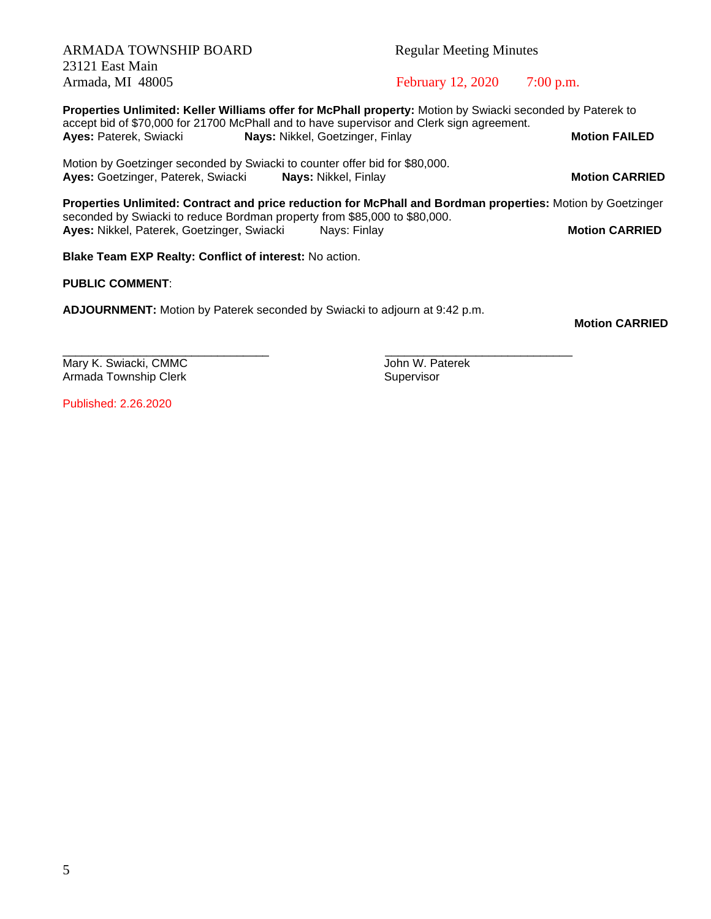ARMADA TOWNSHIP BOARD
23121 East Main
Armada, MI 48005

Regular Meeting Minutes

February 12, 2020 7:00 p.m.

**Properties Unlimited: Keller Williams offer for McPhall property:** Motion by Swiacki seconded by Paterek to accept bid of $70,000 for 21700 McPhall and to have supervisor and Clerk sign agreement.
**Ayes:** Paterek, Swiacki **Nays:** Nikkel, Goetzinger, Finlay **Motion FAILED**

Motion by Goetzinger seconded by Swiacki to counter offer bid for $80,000.
**Ayes:** Goetzinger, Paterek, Swiacki **Nays:** Nikkel, Finlay **Motion CARRIED**

**Properties Unlimited: Contract and price reduction for McPhall and Bordman properties:** Motion by Goetzinger seconded by Swiacki to reduce Bordman property from $85,000 to $80,000.
**Ayes:** Nikkel, Paterek, Goetzinger, Swiacki Nays: Finlay **Motion CARRIED**

**Blake Team EXP Realty: Conflict of interest:** No action.

**PUBLIC COMMENT**:

**ADJOURNMENT:** Motion by Paterek seconded by Swiacki to adjourn at 9:42 p.m.

**Motion CARRIED**

\_\_\_\_\_\_\_\_\_\_\_\_\_\_\_\_\_\_\_\_\_\_\_\_\_\_\_\_\_\_
Mary K. Swiacki, CMMC
Armada Township Clerk

\_\_\_\_\_\_\_\_\_\_\_\_\_\_\_\_\_\_\_\_\_\_\_\_\_\_\_\_\_\_
John W. Paterek
Supervisor

Published: 2.26.2020